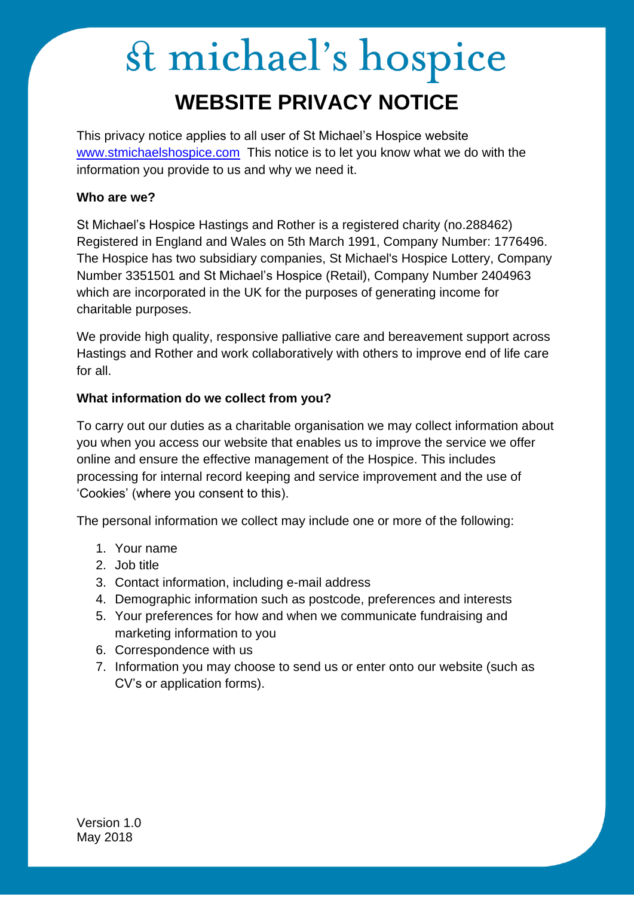# st michael's hospice

## WEBSITE PRIVACY NOTICE

This privacy notice applies to all user of St Michael's Hospice website www.stmichaelshospice.com This notice is to let you know what we do with the information you provide to us and why we need it.

**Who are we?**

St Michael's Hospice Hastings and Rother is a registered charity (no.288462) Registered in England and Wales on 5th March 1991, Company Number: 1776496. The Hospice has two subsidiary companies, St Michael's Hospice Lottery, Company Number 3351501 and St Michael's Hospice (Retail), Company Number 2404963 which are incorporated in the UK for the purposes of generating income for charitable purposes.

We provide high quality, responsive palliative care and bereavement support across Hastings and Rother and work collaboratively with others to improve end of life care for all.

**What information do we collect from you?**

To carry out our duties as a charitable organisation we may collect information about you when you access our website that enables us to improve the service we offer online and ensure the effective management of the Hospice. This includes processing for internal record keeping and service improvement and the use of 'Cookies' (where you consent to this).

The personal information we collect may include one or more of the following:

1. Your name
2. Job title
3. Contact information, including e-mail address
4. Demographic information such as postcode, preferences and interests
5. Your preferences for how and when we communicate fundraising and marketing information to you
6. Correspondence with us
7. Information you may choose to send us or enter onto our website (such as CV's or application forms).

Version 1.0
May 2018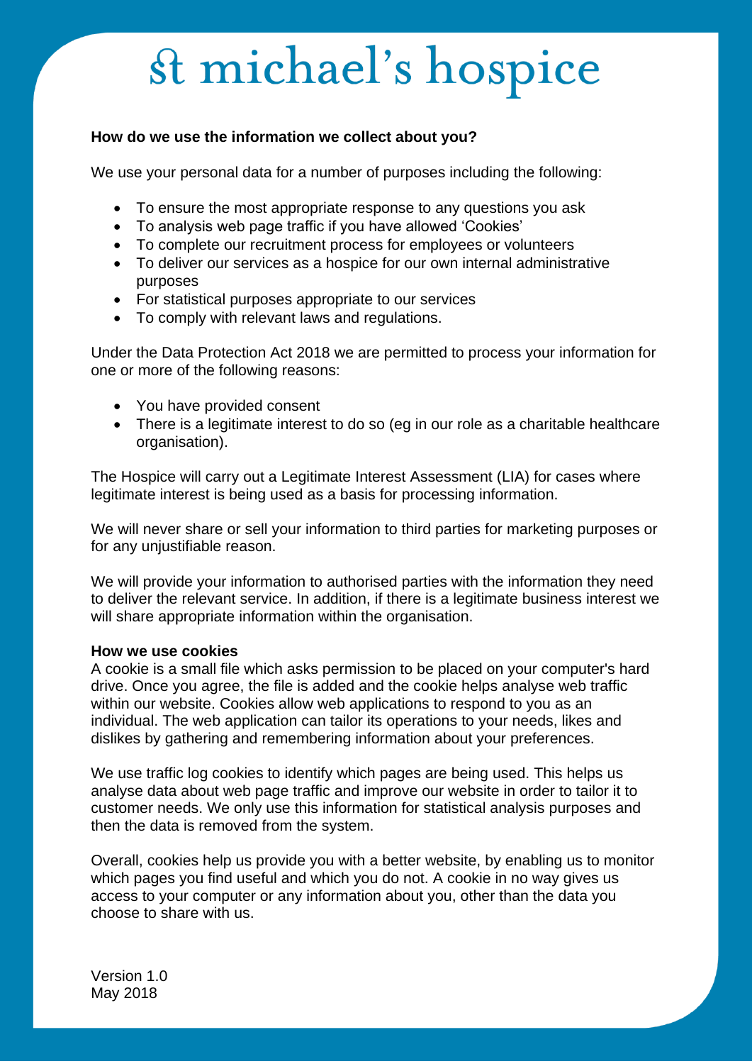# st michael's hospice

**How do we use the information we collect about you?**

We use your personal data for a number of purposes including the following:

- To ensure the most appropriate response to any questions you ask
- To analysis web page traffic if you have allowed 'Cookies'
- To complete our recruitment process for employees or volunteers
- To deliver our services as a hospice for our own internal administrative purposes
- For statistical purposes appropriate to our services
- To comply with relevant laws and regulations.

Under the Data Protection Act 2018 we are permitted to process your information for one or more of the following reasons:

- You have provided consent
- There is a legitimate interest to do so (eg in our role as a charitable healthcare organisation).

The Hospice will carry out a Legitimate Interest Assessment (LIA) for cases where legitimate interest is being used as a basis for processing information.

We will never share or sell your information to third parties for marketing purposes or for any unjustifiable reason.

We will provide your information to authorised parties with the information they need to deliver the relevant service. In addition, if there is a legitimate business interest we will share appropriate information within the organisation.

**How we use cookies**

A cookie is a small file which asks permission to be placed on your computer's hard drive. Once you agree, the file is added and the cookie helps analyse web traffic within our website. Cookies allow web applications to respond to you as an individual. The web application can tailor its operations to your needs, likes and dislikes by gathering and remembering information about your preferences.

We use traffic log cookies to identify which pages are being used. This helps us analyse data about web page traffic and improve our website in order to tailor it to customer needs. We only use this information for statistical analysis purposes and then the data is removed from the system.

Overall, cookies help us provide you with a better website, by enabling us to monitor which pages you find useful and which you do not. A cookie in no way gives us access to your computer or any information about you, other than the data you choose to share with us.

Version 1.0
May 2018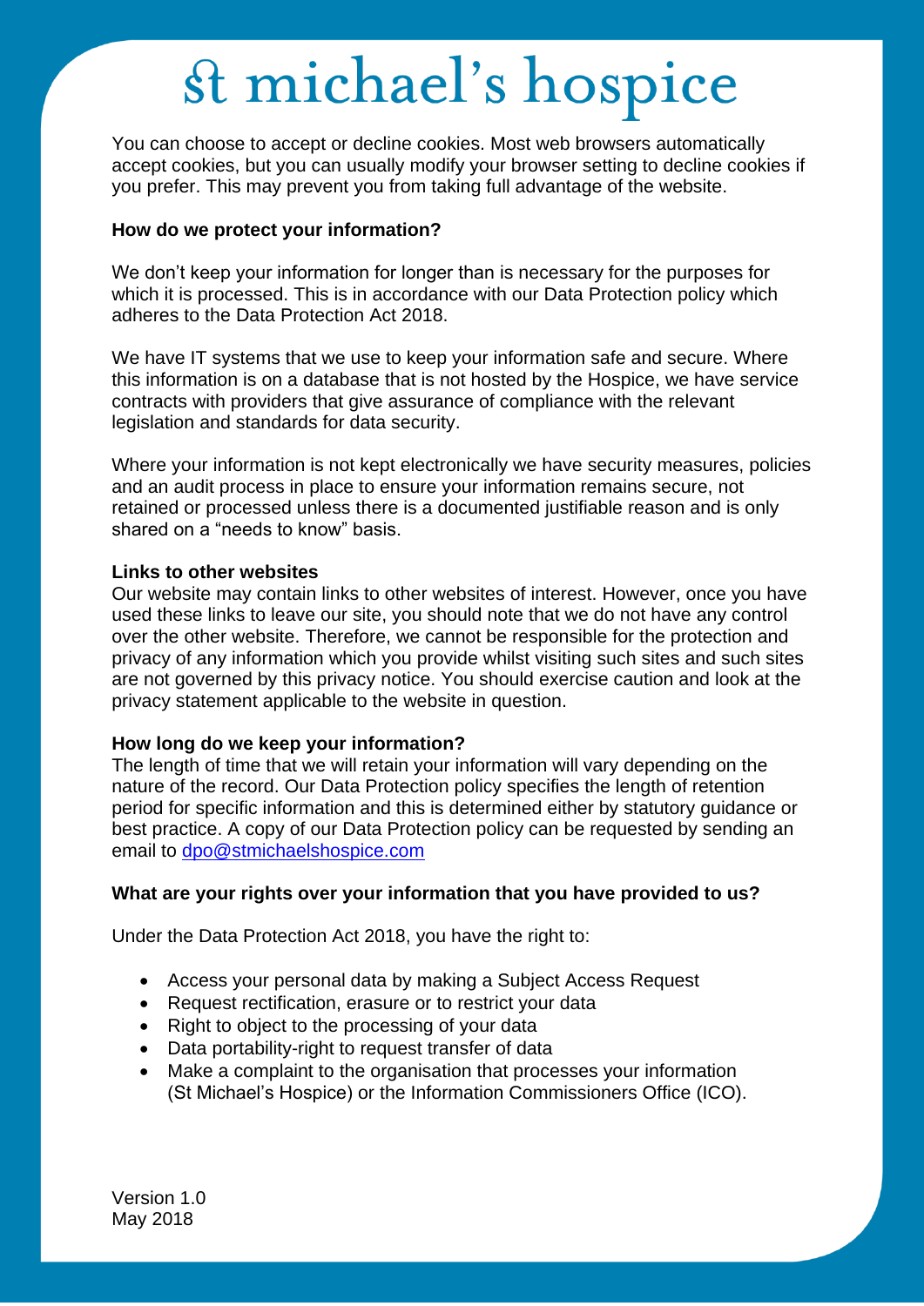You can choose to accept or decline cookies. Most web browsers automatically accept cookies, but you can usually modify your browser setting to decline cookies if you prefer. This may prevent you from taking full advantage of the website.

**How do we protect your information?**

We don't keep your information for longer than is necessary for the purposes for which it is processed. This is in accordance with our Data Protection policy which adheres to the Data Protection Act 2018.

We have IT systems that we use to keep your information safe and secure. Where this information is on a database that is not hosted by the Hospice, we have service contracts with providers that give assurance of compliance with the relevant legislation and standards for data security.

Where your information is not kept electronically we have security measures, policies and an audit process in place to ensure your information remains secure, not retained or processed unless there is a documented justifiable reason and is only shared on a "needs to know" basis.

**Links to other websites**

Our website may contain links to other websites of interest. However, once you have used these links to leave our site, you should note that we do not have any control over the other website. Therefore, we cannot be responsible for the protection and privacy of any information which you provide whilst visiting such sites and such sites are not governed by this privacy notice. You should exercise caution and look at the privacy statement applicable to the website in question.

**How long do we keep your information?**

The length of time that we will retain your information will vary depending on the nature of the record. Our Data Protection policy specifies the length of retention period for specific information and this is determined either by statutory guidance or best practice. A copy of our Data Protection policy can be requested by sending an email to dpo@stmichaelshospice.com

**What are your rights over your information that you have provided to us?**

Under the Data Protection Act 2018, you have the right to:

- Access your personal data by making a Subject Access Request
- Request rectification, erasure or to restrict your data
- Right to object to the processing of your data
- Data portability-right to request transfer of data
- Make a complaint to the organisation that processes your information (St Michael's Hospice) or the Information Commissioners Office (ICO).

Version 1.0
May 2018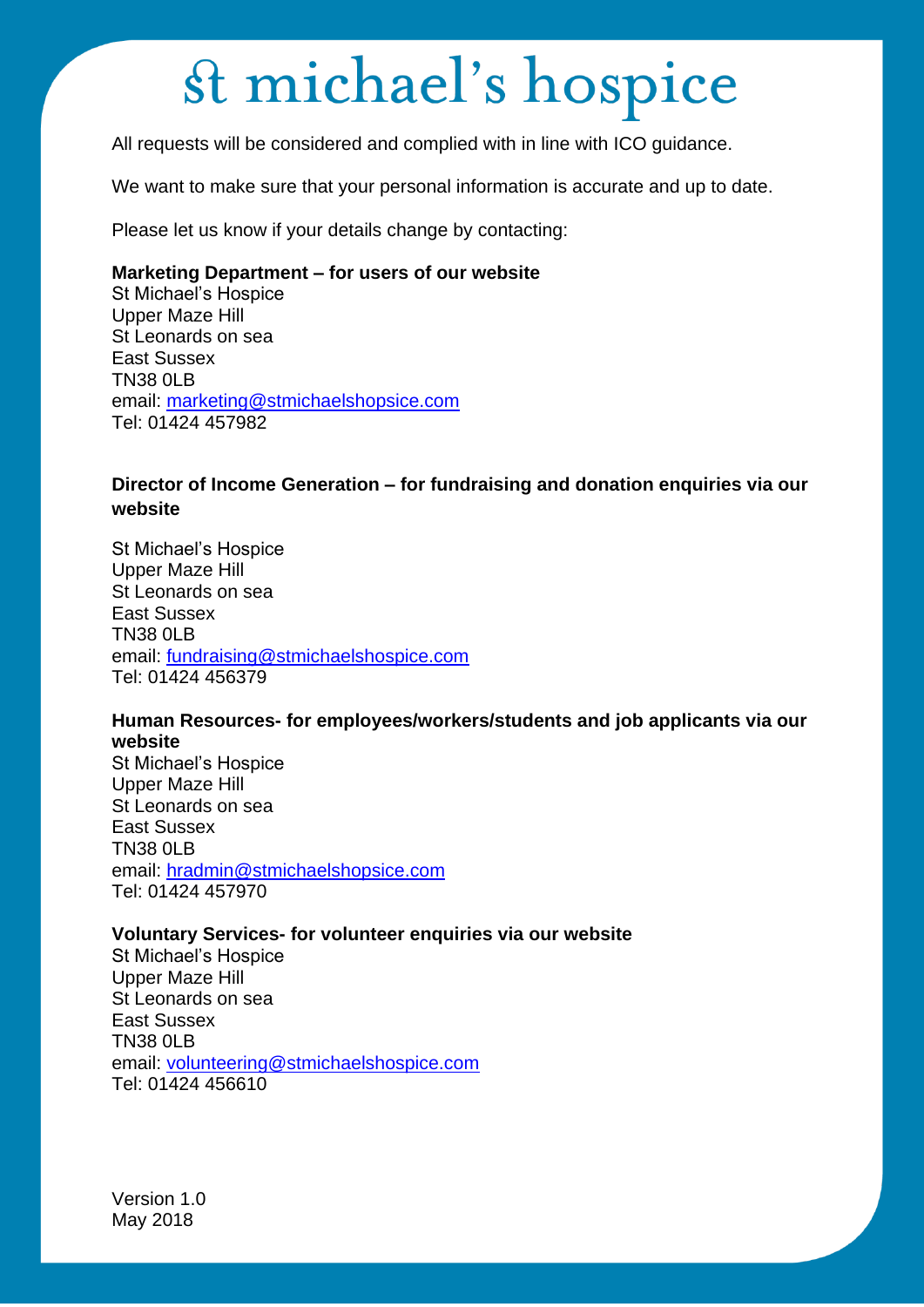# st michael's hospice

All requests will be considered and complied with in line with ICO guidance.

We want to make sure that your personal information is accurate and up to date.

Please let us know if your details change by contacting:

**Marketing Department – for users of our website**
St Michael's Hospice
Upper Maze Hill
St Leonards on sea
East Sussex
TN38 0LB
email: marketing@stmichaelshopsice.com
Tel: 01424 457982

**Director of Income Generation – for fundraising and donation enquiries via our website**

St Michael's Hospice
Upper Maze Hill
St Leonards on sea
East Sussex
TN38 0LB
email: fundraising@stmichaelshospice.com
Tel: 01424 456379

**Human Resources- for employees/workers/students and job applicants via our website**
St Michael's Hospice
Upper Maze Hill
St Leonards on sea
East Sussex
TN38 0LB
email: hradmin@stmichaelshopsice.com
Tel: 01424 457970

**Voluntary Services- for volunteer enquiries via our website**
St Michael's Hospice
Upper Maze Hill
St Leonards on sea
East Sussex
TN38 0LB
email: volunteering@stmichaelshospice.com
Tel: 01424 456610

Version 1.0
May 2018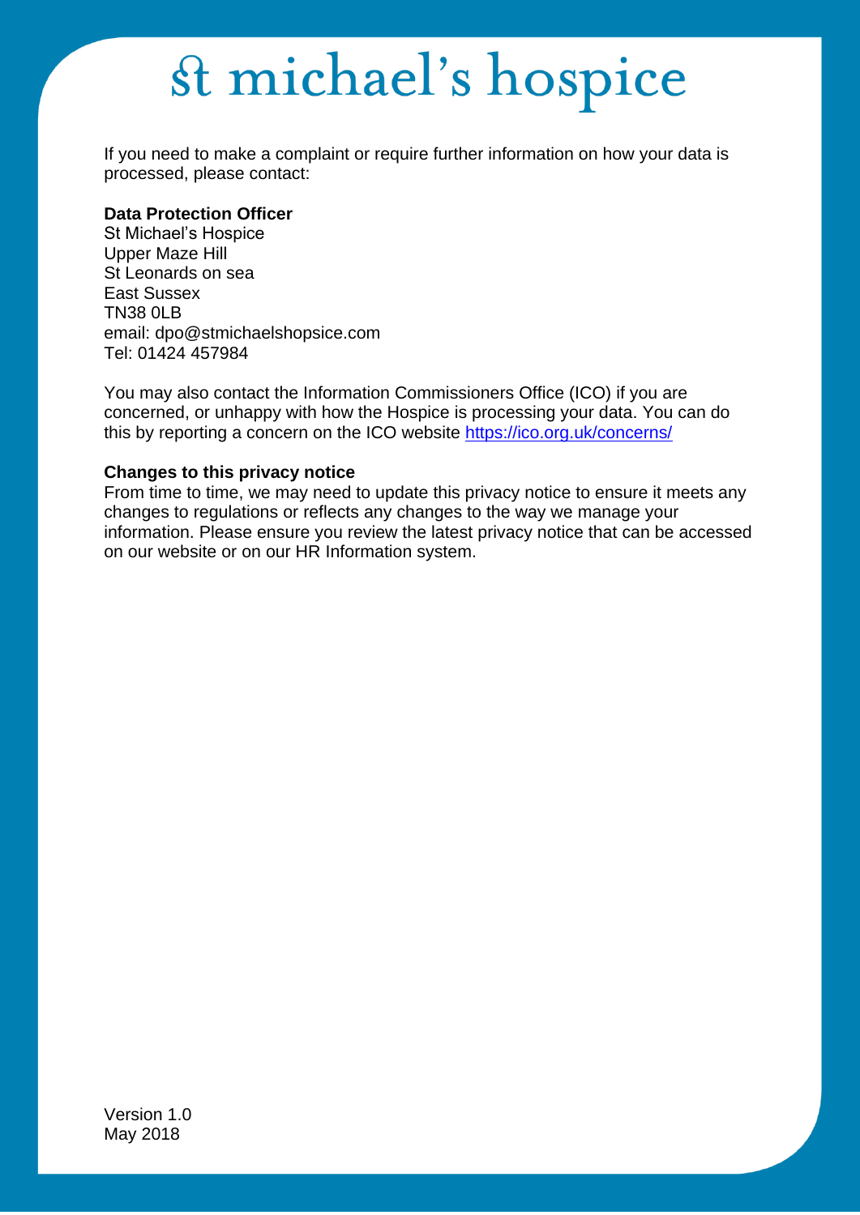st michael's hospice

If you need to make a complaint or require further information on how your data is processed, please contact:

**Data Protection Officer**
St Michael's Hospice
Upper Maze Hill
St Leonards on sea
East Sussex
TN38 0LB
email: dpo@stmichaelshopsice.com
Tel: 01424 457984

You may also contact the Information Commissioners Office (ICO) if you are concerned, or unhappy with how the Hospice is processing your data. You can do this by reporting a concern on the ICO website https://ico.org.uk/concerns/

**Changes to this privacy notice**

From time to time, we may need to update this privacy notice to ensure it meets any changes to regulations or reflects any changes to the way we manage your information. Please ensure you review the latest privacy notice that can be accessed on our website or on our HR Information system.

Version 1.0
May 2018